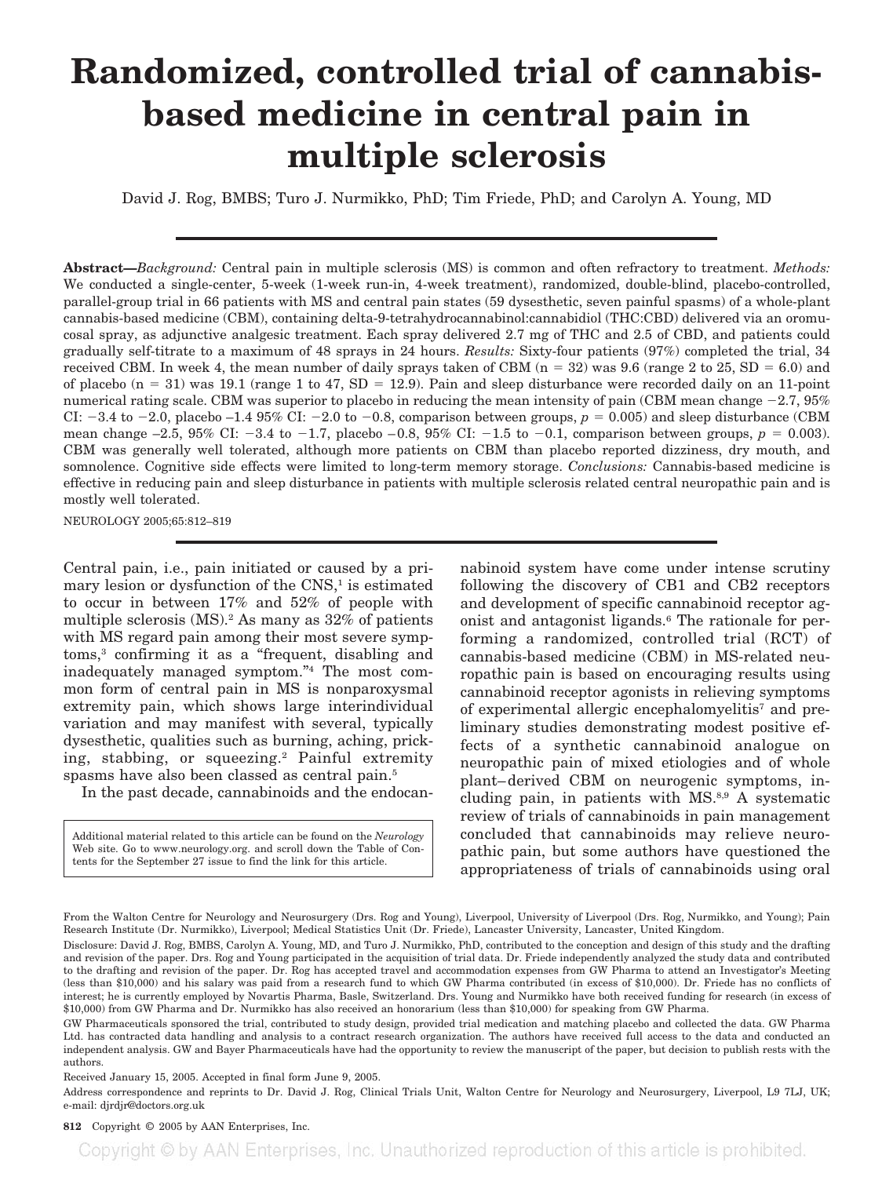# Randomized, controlled trial of cannabis-based medicine in central pain in multiple sclerosis

David J. Rog, BMBS; Turo J. Nurmikko, PhD; Tim Friede, PhD; and Carolyn A. Young, MD

**Abstract**—*Background:* Central pain in multiple sclerosis (MS) is common and often refractory to treatment. *Methods:* We conducted a single-center, 5-week (1-week run-in, 4-week treatment), randomized, double-blind, placebo-controlled, parallel-group trial in 66 patients with MS and central pain states (59 dysesthetic, seven painful spasms) of a whole-plant cannabis-based medicine (CBM), containing delta-9-tetrahydrocannabinol:cannabidiol (THC:CBD) delivered via an oromucosal spray, as adjunctive analgesic treatment. Each spray delivered 2.7 mg of THC and 2.5 of CBD, and patients could gradually self-titrate to a maximum of 48 sprays in 24 hours. *Results:* Sixty-four patients (97%) completed the trial, 34 received CBM. In week 4, the mean number of daily sprays taken of CBM (n = 32) was 9.6 (range 2 to 25, SD = 6.0) and of placebo (n = 31) was 19.1 (range 1 to 47, SD = 12.9). Pain and sleep disturbance were recorded daily on an 11-point numerical rating scale. CBM was superior to placebo in reducing the mean intensity of pain (CBM mean change −2.7, 95% CI: −3.4 to −2.0, placebo –1.4 95% CI: −2.0 to −0.8, comparison between groups, $p = 0.005$) and sleep disturbance (CBM mean change –2.5, 95% CI: −3.4 to −1.7, placebo −0.8, 95% CI: −1.5 to −0.1, comparison between groups, $p = 0.003$). CBM was generally well tolerated, although more patients on CBM than placebo reported dizziness, dry mouth, and somnolence. Cognitive side effects were limited to long-term memory storage. *Conclusions:* Cannabis-based medicine is effective in reducing pain and sleep disturbance in patients with multiple sclerosis related central neuropathic pain and is mostly well tolerated.

NEUROLOGY 2005;65:812–819

Central pain, i.e., pain initiated or caused by a primary lesion or dysfunction of the CNS,[1] is estimated to occur in between 17% and 52% of people with multiple sclerosis (MS).[2] As many as 32% of patients with MS regard pain among their most severe symptoms,[3] confirming it as a "frequent, disabling and inadequately managed symptom."[4] The most common form of central pain in MS is nonparoxysmal extremity pain, which shows large interindividual variation and may manifest with several, typically dysesthetic, qualities such as burning, aching, pricking, stabbing, or squeezing.[2] Painful extremity spasms have also been classed as central pain.[5]

In the past decade, cannabinoids and the endocannabinoid system have come under intense scrutiny following the discovery of CB1 and CB2 receptors and development of specific cannabinoid receptor agonist and antagonist ligands.[6] The rationale for performing a randomized, controlled trial (RCT) of cannabis-based medicine (CBM) in MS-related neuropathic pain is based on encouraging results using cannabinoid receptor agonists in relieving symptoms of experimental allergic encephalomyelitis[7] and preliminary studies demonstrating modest positive effects of a synthetic cannabinoid analogue on neuropathic pain of mixed etiologies and of whole plant–derived CBM on neurogenic symptoms, including pain, in patients with MS.[8,9] A systematic review of trials of cannabinoids in pain management concluded that cannabinoids may relieve neuropathic pain, but some authors have questioned the appropriateness of trials of cannabinoids using oral

Additional material related to this article can be found on the *Neurology* Web site. Go to www.neurology.org. and scroll down the Table of Contents for the September 27 issue to find the link for this article.

From the Walton Centre for Neurology and Neurosurgery (Drs. Rog and Young), Liverpool, University of Liverpool (Drs. Rog, Nurmikko, and Young); Pain Research Institute (Dr. Nurmikko), Liverpool; Medical Statistics Unit (Dr. Friede), Lancaster University, Lancaster, United Kingdom.

Disclosure: David J. Rog, BMBS, Carolyn A. Young, MD, and Turo J. Nurmikko, PhD, contributed to the conception and design of this study and the drafting and revision of the paper. Drs. Rog and Young participated in the acquisition of trial data. Dr. Friede independently analyzed the study data and contributed to the drafting and revision of the paper. Dr. Rog has accepted travel and accommodation expenses from GW Pharma to attend an Investigator's Meeting (less than $10,000) and his salary was paid from a research fund to which GW Pharma contributed (in excess of $10,000). Dr. Friede has no conflicts of interest; he is currently employed by Novartis Pharma, Basle, Switzerland. Drs. Young and Nurmikko have both received funding for research (in excess of $10,000) from GW Pharma and Dr. Nurmikko has also received an honorarium (less than $10,000) for speaking from GW Pharma.

GW Pharmaceuticals sponsored the trial, contributed to study design, provided trial medication and matching placebo and collected the data. GW Pharma Ltd. has contracted data handling and analysis to a contract research organization. The authors have received full access to the data and conducted an independent analysis. GW and Bayer Pharmaceuticals have had the opportunity to review the manuscript of the paper, but decision to publish rests with the authors.

Received January 15, 2005. Accepted in final form June 9, 2005.

Address correspondence and reprints to Dr. David J. Rog, Clinical Trials Unit, Walton Centre for Neurology and Neurosurgery, Liverpool, L9 7LJ, UK; e-mail: djrdjr@doctors.org.uk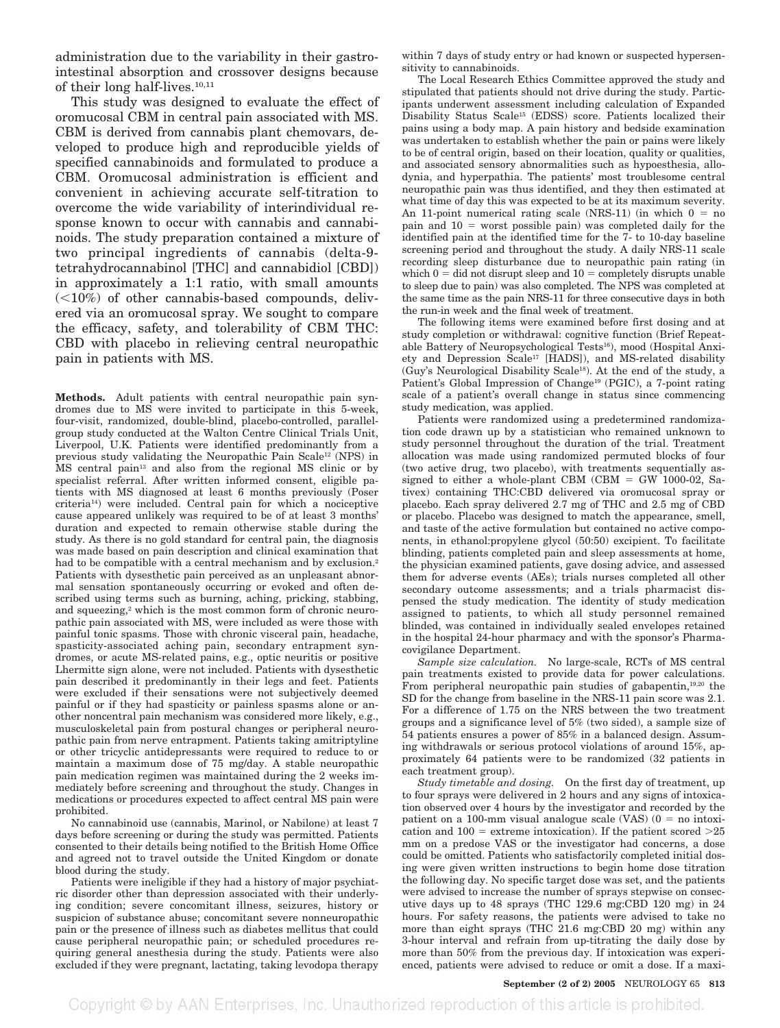administration due to the variability in their gastrointestinal absorption and crossover designs because of their long half-lives.[10,11]

This study was designed to evaluate the effect of oromucosal CBM in central pain associated with MS. CBM is derived from cannabis plant chemovars, developed to produce high and reproducible yields of specified cannabinoids and formulated to produce a CBM. Oromucosal administration is efficient and convenient in achieving accurate self-titration to overcome the wide variability of interindividual response known to occur with cannabis and cannabinoids. The study preparation contained a mixture of two principal ingredients of cannabis (delta-9-tetrahydrocannabinol [THC] and cannabidiol [CBD]) in approximately a 1:1 ratio, with small amounts (<10%) of other cannabis-based compounds, delivered via an oromucosal spray. We sought to compare the efficacy, safety, and tolerability of CBM THC: CBD with placebo in relieving central neuropathic pain in patients with MS.

**Methods.** Adult patients with central neuropathic pain syndromes due to MS were invited to participate in this 5-week, four-visit, randomized, double-blind, placebo-controlled, parallel-group study conducted at the Walton Centre Clinical Trials Unit, Liverpool, U.K. Patients were identified predominantly from a previous study validating the Neuropathic Pain Scale[12] (NPS) in MS central pain[13] and also from the regional MS clinic or by specialist referral. After written informed consent, eligible patients with MS diagnosed at least 6 months previously (Poser criteria[14]) were included. Central pain for which a nociceptive cause appeared unlikely was required to be of at least 3 months' duration and expected to remain otherwise stable during the study. As there is no gold standard for central pain, the diagnosis was made based on pain description and clinical examination that had to be compatible with a central mechanism and by exclusion.[2] Patients with dysesthetic pain perceived as an unpleasant abnormal sensation spontaneously occurring or evoked and often described using terms such as burning, aching, pricking, stabbing, and squeezing,[2] which is the most common form of chronic neuropathic pain associated with MS, were included as were those with painful tonic spasms. Those with chronic visceral pain, headache, spasticity-associated aching pain, secondary entrapment syndromes, or acute MS-related pains, e.g., optic neuritis or positive Lhermitte sign alone, were not included. Patients with dysesthetic pain described it predominantly in their legs and feet. Patients were excluded if their sensations were not subjectively deemed painful or if they had spasticity or painless spasms alone or another noncentral pain mechanism was considered more likely, e.g., musculoskeletal pain from postural changes or peripheral neuropathic pain from nerve entrapment. Patients taking amitriptyline or other tricyclic antidepressants were required to reduce to or maintain a maximum dose of 75 mg/day. A stable neuropathic pain medication regimen was maintained during the 2 weeks immediately before screening and throughout the study. Changes in medications or procedures expected to affect central MS pain were prohibited.

No cannabinoid use (cannabis, Marinol, or Nabilone) at least 7 days before screening or during the study was permitted. Patients consented to their details being notified to the British Home Office and agreed not to travel outside the United Kingdom or donate blood during the study.

Patients were ineligible if they had a history of major psychiatric disorder other than depression associated with their underlying condition; severe concomitant illness, seizures, history or suspicion of substance abuse; concomitant severe nonneuropathic pain or the presence of illness such as diabetes mellitus that could cause peripheral neuropathic pain; or scheduled procedures requiring general anesthesia during the study. Patients were also excluded if they were pregnant, lactating, taking levodopa therapy within 7 days of study entry or had known or suspected hypersensitivity to cannabinoids.

The Local Research Ethics Committee approved the study and stipulated that patients should not drive during the study. Participants underwent assessment including calculation of Expanded Disability Status Scale[15] (EDSS) score. Patients localized their pains using a body map. A pain history and bedside examination was undertaken to establish whether the pain or pains were likely to be of central origin, based on their location, quality or qualities, and associated sensory abnormalities such as hypoesthesia, allodynia, and hyperpathia. The patients' most troublesome central neuropathic pain was thus identified, and they then estimated at what time of day this was expected to be at its maximum severity. An 11-point numerical rating scale (NRS-11) (in which 0 = no pain and 10 = worst possible pain) was completed daily for the identified pain at the identified time for the 7- to 10-day baseline screening period and throughout the study. A daily NRS-11 scale recording sleep disturbance due to neuropathic pain rating (in which 0 = did not disrupt sleep and 10 = completely disrupts unable to sleep due to pain) was also completed. The NPS was completed at the same time as the pain NRS-11 for three consecutive days in both the run-in week and the final week of treatment.

The following items were examined before first dosing and at study completion or withdrawal: cognitive function (Brief Repeatable Battery of Neuropsychological Tests[16]), mood (Hospital Anxiety and Depression Scale[17] [HADS]), and MS-related disability (Guy's Neurological Disability Scale[18]). At the end of the study, a Patient's Global Impression of Change[19] (PGIC), a 7-point rating scale of a patient's overall change in status since commencing study medication, was applied.

Patients were randomized using a predetermined randomization code drawn up by a statistician who remained unknown to study personnel throughout the duration of the trial. Treatment allocation was made using randomized permuted blocks of four (two active drug, two placebo), with treatments sequentially assigned to either a whole-plant CBM (CBM = GW 1000-02, Sativex) containing THC:CBD delivered via oromucosal spray or placebo. Each spray delivered 2.7 mg of THC and 2.5 mg of CBD or placebo. Placebo was designed to match the appearance, smell, and taste of the active formulation but contained no active components, in ethanol:propylene glycol (50:50) excipient. To facilitate blinding, patients completed pain and sleep assessments at home, the physician examined patients, gave dosing advice, and assessed them for adverse events (AEs); trials nurses completed all other secondary outcome assessments; and a trials pharmacist dispensed the study medication. The identity of study medication assigned to patients, to which all study personnel remained blinded, was contained in individually sealed envelopes retained in the hospital 24-hour pharmacy and with the sponsor's Pharmacovigilance Department.

*Sample size calculation.* No large-scale, RCTs of MS central pain treatments existed to provide data for power calculations. From peripheral neuropathic pain studies of gabapentin,[19,20] the SD for the change from baseline in the NRS-11 pain score was 2.1. For a difference of 1.75 on the NRS between the two treatment groups and a significance level of 5% (two sided), a sample size of 54 patients ensures a power of 85% in a balanced design. Assuming withdrawals or serious protocol violations of around 15%, approximately 64 patients were to be randomized (32 patients in each treatment group).

*Study timetable and dosing.* On the first day of treatment, up to four sprays were delivered in 2 hours and any signs of intoxication observed over 4 hours by the investigator and recorded by the patient on a 100-mm visual analogue scale (VAS) (0 = no intoxication and 100 = extreme intoxication). If the patient scored >25 mm on a predose VAS or the investigator had concerns, a dose could be omitted. Patients who satisfactorily completed initial dosing were given written instructions to begin home dose titration the following day. No specific target dose was set, and the patients were advised to increase the number of sprays stepwise on consecutive days up to 48 sprays (THC 129.6 mg:CBD 120 mg) in 24 hours. For safety reasons, the patients were advised to take no more than eight sprays (THC 21.6 mg:CBD 20 mg) within any 3-hour interval and refrain from up-titrating the daily dose by more than 50% from the previous day. If intoxication was experienced, patients were advised to reduce or omit a dose. If a maxi-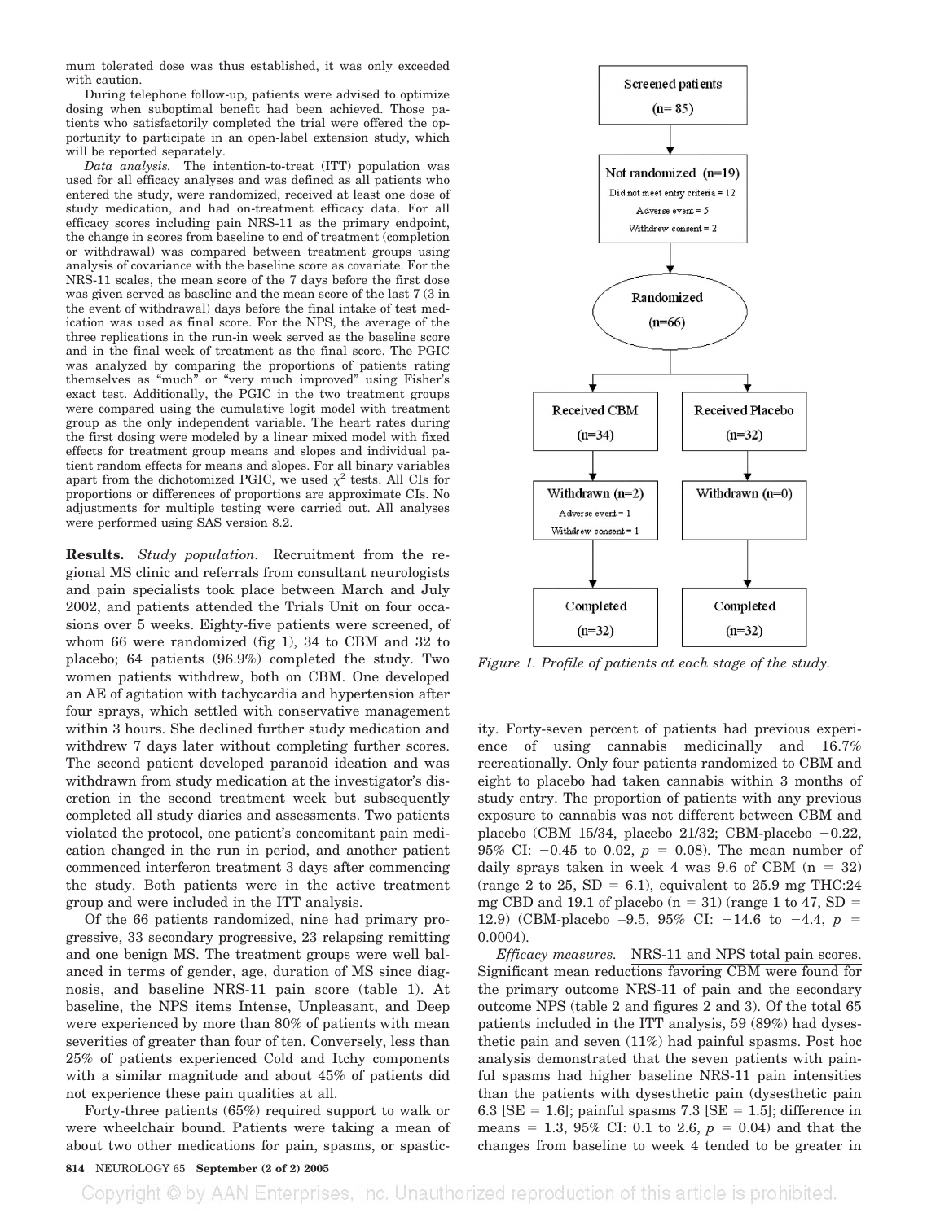mum tolerated dose was thus established, it was only exceeded with caution.

During telephone follow-up, patients were advised to optimize dosing when suboptimal benefit had been achieved. Those patients who satisfactorily completed the trial were offered the opportunity to participate in an open-label extension study, which will be reported separately.

*Data analysis.* The intention-to-treat (ITT) population was used for all efficacy analyses and was defined as all patients who entered the study, were randomized, received at least one dose of study medication, and had on-treatment efficacy data. For all efficacy scores including pain NRS-11 as the primary endpoint, the change in scores from baseline to end of treatment (completion or withdrawal) was compared between treatment groups using analysis of covariance with the baseline score as covariate. For the NRS-11 scales, the mean score of the 7 days before the first dose was given served as baseline and the mean score of the last 7 (3 in the event of withdrawal) days before the final intake of test medication was used as final score. For the NPS, the average of the three replications in the run-in week served as the baseline score and in the final week of treatment as the final score. The PGIC was analyzed by comparing the proportions of patients rating themselves as "much" or "very much improved" using Fisher's exact test. Additionally, the PGIC in the two treatment groups were compared using the cumulative logit model with treatment group as the only independent variable. The heart rates during the first dosing were modeled by a linear mixed model with fixed effects for treatment group means and slopes and individual patient random effects for means and slopes. For all binary variables apart from the dichotomized PGIC, we used $\chi^2$ tests. All CIs for proportions or differences of proportions are approximate CIs. No adjustments for multiple testing were carried out. All analyses were performed using SAS version 8.2.

**Results.** *Study population.* Recruitment from the regional MS clinic and referrals from consultant neurologists and pain specialists took place between March and July 2002, and patients attended the Trials Unit on four occasions over 5 weeks. Eighty-five patients were screened, of whom 66 were randomized (fig 1), 34 to CBM and 32 to placebo; 64 patients (96.9%) completed the study. Two women patients withdrew, both on CBM. One developed an AE of agitation with tachycardia and hypertension after four sprays, which settled with conservative management within 3 hours. She declined further study medication and withdrew 7 days later without completing further scores. The second patient developed paranoid ideation and was withdrawn from study medication at the investigator's discretion in the second treatment week but subsequently completed all study diaries and assessments. Two patients violated the protocol, one patient's concomitant pain medication changed in the run in period, and another patient commenced interferon treatment 3 days after commencing the study. Both patients were in the active treatment group and were included in the ITT analysis.

Of the 66 patients randomized, nine had primary progressive, 33 secondary progressive, 23 relapsing remitting and one benign MS. The treatment groups were well balanced in terms of gender, age, duration of MS since diagnosis, and baseline NRS-11 pain score (table 1). At baseline, the NPS items Intense, Unpleasant, and Deep were experienced by more than 80% of patients with mean severities of greater than four of ten. Conversely, less than 25% of patients experienced Cold and Itchy components with a similar magnitude and about 45% of patients did not experience these pain qualities at all.

Forty-three patients (65%) required support to walk or were wheelchair bound. Patients were taking a mean of about two other medications for pain, spasms, or spasticity. Forty-seven percent of patients had previous experience of using cannabis medicinally and 16.7% recreationally. Only four patients randomized to CBM and eight to placebo had taken cannabis within 3 months of study entry. The proportion of patients with any previous exposure to cannabis was not different between CBM and placebo (CBM 15/34, placebo 21/32; CBM-placebo −0.22, 95% CI: −0.45 to 0.02, $p$ = 0.08). The mean number of daily sprays taken in week 4 was 9.6 of CBM (n = 32) (range 2 to 25, SD = 6.1), equivalent to 25.9 mg THC:24 mg CBD and 19.1 of placebo (n = 31) (range 1 to 47, SD = 12.9) (CBM-placebo –9.5, 95% CI: −14.6 to −4.4, $p$ = 0.0004).

Screened patients (n= 85)
→ Not randomized (n=19): Did not meet entry criteria = 12; Adverse event = 5; Withdrew consent = 2
→ Randomized (n=66)
→ Received CBM (n=34) → Withdrawn (n=2): Adverse event = 1; Withdrew consent = 1 → Completed (n=32)
→ Received Placebo (n=32) → Withdrawn (n=0) → Completed (n=32)

*Figure 1. Profile of patients at each stage of the study.*

*Efficacy measures.* NRS-11 and NPS total pain scores. Significant mean reductions favoring CBM were found for the primary outcome NRS-11 of pain and the secondary outcome NPS (table 2 and figures 2 and 3). Of the total 65 patients included in the ITT analysis, 59 (89%) had dysesthetic pain and seven (11%) had painful spasms. Post hoc analysis demonstrated that the seven patients with painful spasms had higher baseline NRS-11 pain intensities than the patients with dysesthetic pain (dysesthetic pain 6.3 [SE = 1.6]; painful spasms 7.3 [SE = 1.5]; difference in means = 1.3, 95% CI: 0.1 to 2.6, $p$ = 0.04) and that the changes from baseline to week 4 tended to be greater in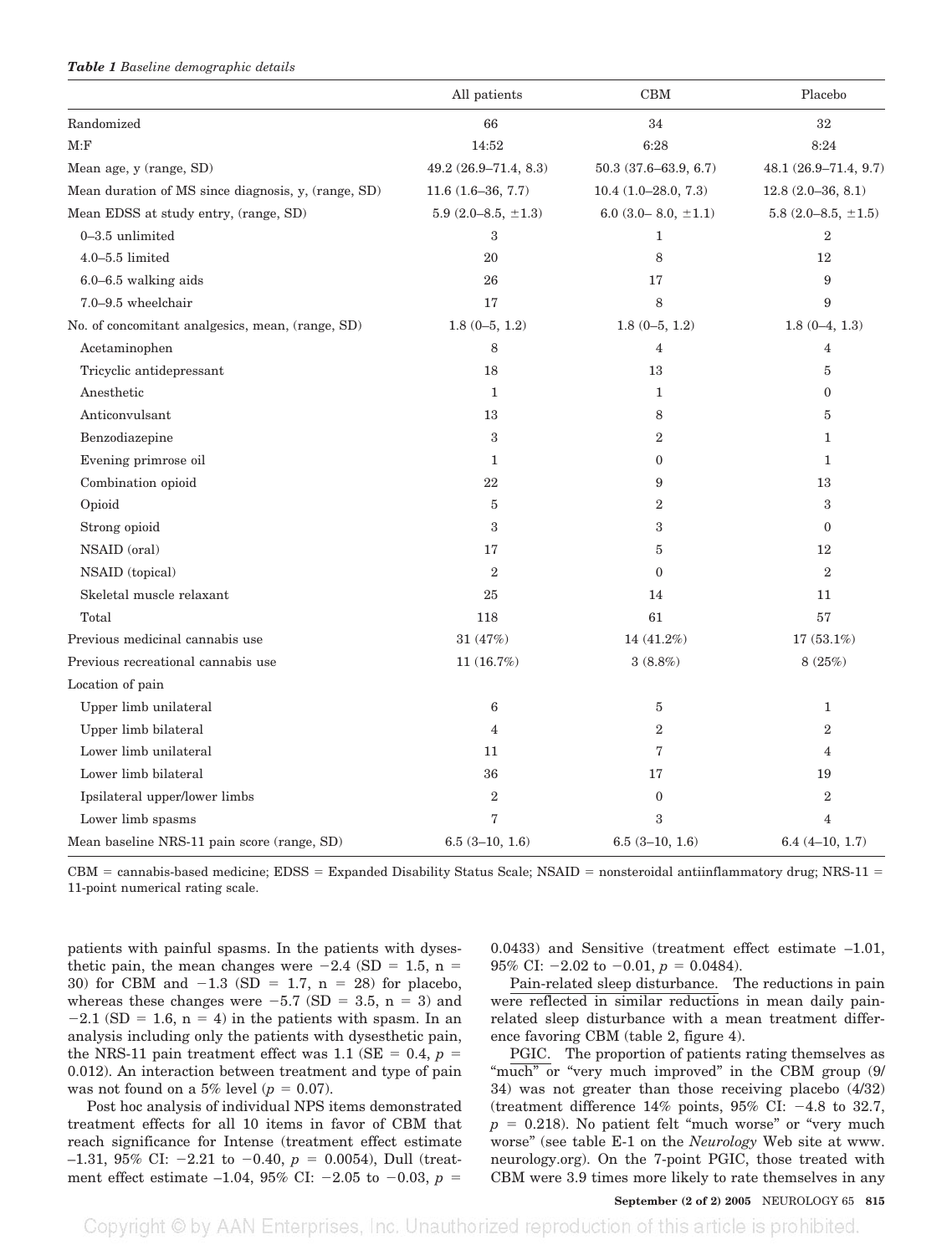*Table 1 Baseline demographic details*

| | All patients | CBM | Placebo |
|---|---|---|---|
| Randomized | 66 | 34 | 32 |
| M:F | 14:52 | 6:28 | 8:24 |
| Mean age, y (range, SD) | 49.2 (26.9–71.4, 8.3) | 50.3 (37.6–63.9, 6.7) | 48.1 (26.9–71.4, 9.7) |
| Mean duration of MS since diagnosis, y, (range, SD) | 11.6 (1.6–36, 7.7) | 10.4 (1.0–28.0, 7.3) | 12.8 (2.0–36, 8.1) |
| Mean EDSS at study entry, (range, SD) | 5.9 (2.0–8.5, ±1.3) | 6.0 (3.0– 8.0, ±1.1) | 5.8 (2.0–8.5, ±1.5) |
| 0–3.5 unlimited | 3 | 1 | 2 |
| 4.0–5.5 limited | 20 | 8 | 12 |
| 6.0–6.5 walking aids | 26 | 17 | 9 |
| 7.0–9.5 wheelchair | 17 | 8 | 9 |
| No. of concomitant analgesics, mean, (range, SD) | 1.8 (0–5, 1.2) | 1.8 (0–5, 1.2) | 1.8 (0–4, 1.3) |
| Acetaminophen | 8 | 4 | 4 |
| Tricyclic antidepressant | 18 | 13 | 5 |
| Anesthetic | 1 | 1 | 0 |
| Anticonvulsant | 13 | 8 | 5 |
| Benzodiazepine | 3 | 2 | 1 |
| Evening primrose oil | 1 | 0 | 1 |
| Combination opioid | 22 | 9 | 13 |
| Opioid | 5 | 2 | 3 |
| Strong opioid | 3 | 3 | 0 |
| NSAID (oral) | 17 | 5 | 12 |
| NSAID (topical) | 2 | 0 | 2 |
| Skeletal muscle relaxant | 25 | 14 | 11 |
| Total | 118 | 61 | 57 |
| Previous medicinal cannabis use | 31 (47%) | 14 (41.2%) | 17 (53.1%) |
| Previous recreational cannabis use | 11 (16.7%) | 3 (8.8%) | 8 (25%) |
| Location of pain | | | |
| Upper limb unilateral | 6 | 5 | 1 |
| Upper limb bilateral | 4 | 2 | 2 |
| Lower limb unilateral | 11 | 7 | 4 |
| Lower limb bilateral | 36 | 17 | 19 |
| Ipsilateral upper/lower limbs | 2 | 0 | 2 |
| Lower limb spasms | 7 | 3 | 4 |
| Mean baseline NRS-11 pain score (range, SD) | 6.5 (3–10, 1.6) | 6.5 (3–10, 1.6) | 6.4 (4–10, 1.7) |

CBM = cannabis-based medicine; EDSS = Expanded Disability Status Scale; NSAID = nonsteroidal antiinflammatory drug; NRS-11 = 11-point numerical rating scale.

patients with painful spasms. In the patients with dysesthetic pain, the mean changes were −2.4 (SD = 1.5, n = 30) for CBM and −1.3 (SD = 1.7, n = 28) for placebo, whereas these changes were −5.7 (SD = 3.5, n = 3) and −2.1 (SD = 1.6, n = 4) in the patients with spasm. In an analysis including only the patients with dysesthetic pain, the NRS-11 pain treatment effect was 1.1 (SE = 0.4, $p$ = 0.012). An interaction between treatment and type of pain was not found on a 5% level ($p$ = 0.07).

Post hoc analysis of individual NPS items demonstrated treatment effects for all 10 items in favor of CBM that reach significance for Intense (treatment effect estimate –1.31, 95% CI: −2.21 to −0.40, $p$ = 0.0054), Dull (treatment effect estimate –1.04, 95% CI: −2.05 to −0.03, $p$ = 0.0433) and Sensitive (treatment effect estimate –1.01, 95% CI: −2.02 to −0.01, $p$ = 0.0484).

Pain-related sleep disturbance. The reductions in pain were reflected in similar reductions in mean daily pain-related sleep disturbance with a mean treatment difference favoring CBM (table 2, figure 4).

PGIC. The proportion of patients rating themselves as "much" or "very much improved" in the CBM group (9/34) was not greater than those receiving placebo (4/32) (treatment difference 14% points, 95% CI: −4.8 to 32.7, $p$ = 0.218). No patient felt "much worse" or "very much worse" (see table E-1 on the *Neurology* Web site at www.neurology.org). On the 7-point PGIC, those treated with CBM were 3.9 times more likely to rate themselves in any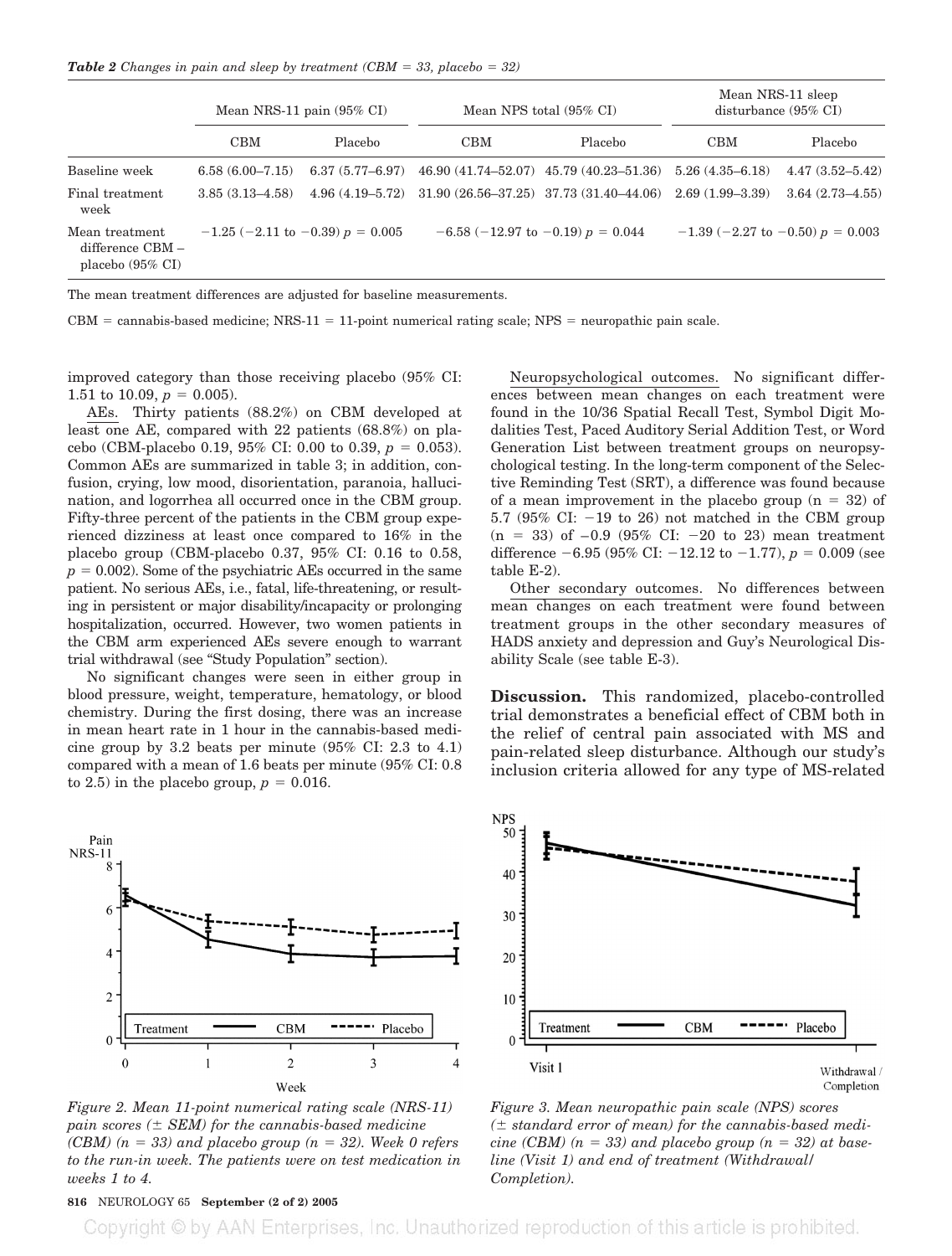*Table 2 Changes in pain and sleep by treatment (CBM = 33, placebo = 32)*

| | Mean NRS-11 pain (95% CI) | | Mean NPS total (95% CI) | | Mean NRS-11 sleep disturbance (95% CI) | |
|---|---|---|---|---|---|---|
| | CBM | Placebo | CBM | Placebo | CBM | Placebo |
| Baseline week | 6.58 (6.00–7.15) | 6.37 (5.77–6.97) | 46.90 (41.74–52.07) | 45.79 (40.23–51.36) | 5.26 (4.35–6.18) | 4.47 (3.52–5.42) |
| Final treatment week | 3.85 (3.13–4.58) | 4.96 (4.19–5.72) | 31.90 (26.56–37.25) | 37.73 (31.40–44.06) | 2.69 (1.99–3.39) | 3.64 (2.73–4.55) |
| Mean treatment difference CBM – placebo (95% CI) | −1.25 (−2.11 to −0.39) $p = 0.005$ | | −6.58 (−12.97 to −0.19) $p = 0.044$ | | −1.39 (−2.27 to −0.50) $p = 0.003$ | |

The mean treatment differences are adjusted for baseline measurements.

CBM = cannabis-based medicine; NRS-11 = 11-point numerical rating scale; NPS = neuropathic pain scale.

improved category than those receiving placebo (95% CI: 1.51 to 10.09, $p = 0.005$).

AEs. Thirty patients (88.2%) on CBM developed at least one AE, compared with 22 patients (68.8%) on placebo (CBM-placebo 0.19, 95% CI: 0.00 to 0.39, $p = 0.053$). Common AEs are summarized in table 3; in addition, confusion, crying, low mood, disorientation, paranoia, hallucination, and logorrhea all occurred once in the CBM group. Fifty-three percent of the patients in the CBM group experienced dizziness at least once compared to 16% in the placebo group (CBM-placebo 0.37, 95% CI: 0.16 to 0.58, $p = 0.002$). Some of the psychiatric AEs occurred in the same patient. No serious AEs, i.e., fatal, life-threatening, or resulting in persistent or major disability/incapacity or prolonging hospitalization, occurred. However, two women patients in the CBM arm experienced AEs severe enough to warrant trial withdrawal (see "Study Population" section).

No significant changes were seen in either group in blood pressure, weight, temperature, hematology, or blood chemistry. During the first dosing, there was an increase in mean heart rate in 1 hour in the cannabis-based medicine group by 3.2 beats per minute (95% CI: 2.3 to 4.1) compared with a mean of 1.6 beats per minute (95% CI: 0.8 to 2.5) in the placebo group, $p = 0.016$.

Neuropsychological outcomes. No significant differences between mean changes on each treatment were found in the 10/36 Spatial Recall Test, Symbol Digit Modalities Test, Paced Auditory Serial Addition Test, or Word Generation List between treatment groups on neuropsychological testing. In the long-term component of the Selective Reminding Test (SRT), a difference was found because of a mean improvement in the placebo group ($n = 32$) of 5.7 (95% CI: −19 to 26) not matched in the CBM group ($n = 33$) of −0.9 (95% CI: −20 to 23) mean treatment difference −6.95 (95% CI: −12.12 to −1.77), $p = 0.009$ (see table E-2).

Other secondary outcomes. No differences between mean changes on each treatment were found between treatment groups in the other secondary measures of HADS anxiety and depression and Guy's Neurological Disability Scale (see table E-3).

**Discussion.** This randomized, placebo-controlled trial demonstrates a beneficial effect of CBM both in the relief of central pain associated with MS and pain-related sleep disturbance. Although our study's inclusion criteria allowed for any type of MS-related

*Figure 2. Mean 11-point numerical rating scale (NRS-11) pain scores (± SEM) for the cannabis-based medicine (CBM) (n = 33) and placebo group (n = 32). Week 0 refers to the run-in week. The patients were on test medication in weeks 1 to 4.*

*Figure 3. Mean neuropathic pain scale (NPS) scores (± standard error of mean) for the cannabis-based medicine (CBM) (n = 33) and placebo group (n = 32) at baseline (Visit 1) and end of treatment (Withdrawal/Completion).*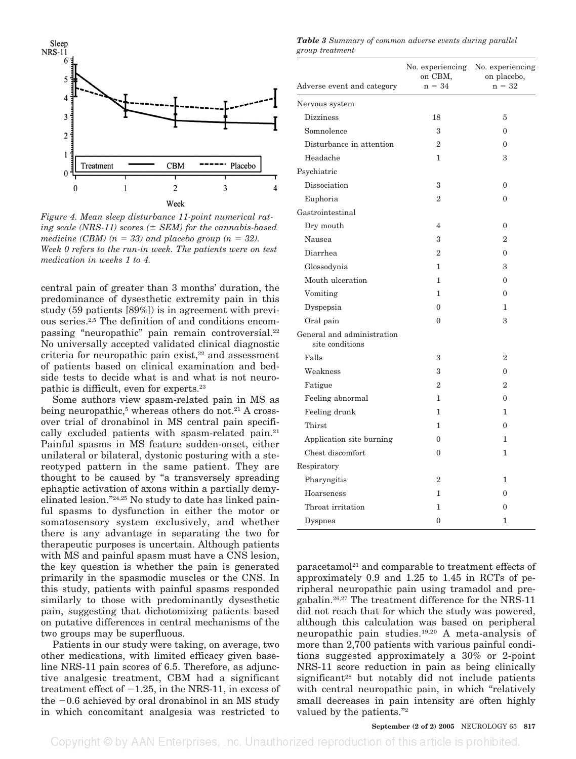Figure 4. Mean sleep disturbance 11-point numerical rating scale (NRS-11) scores (± SEM) for the cannabis-based medicine (CBM) (n = 33) and placebo group (n = 32). Week 0 refers to the run-in week. The patients were on test medication in weeks 1 to 4.

central pain of greater than 3 months' duration, the predominance of dysesthetic extremity pain in this study (59 patients [89%]) is in agreement with previous series.[2,5] The definition of and conditions encompassing "neuropathic" pain remain controversial.[22] No universally accepted validated clinical diagnostic criteria for neuropathic pain exist,[22] and assessment of patients based on clinical examination and bedside tests to decide what is and what is not neuropathic is difficult, even for experts.[23]

Some authors view spasm-related pain in MS as being neuropathic,[5] whereas others do not.[21] A crossover trial of dronabinol in MS central pain specifically excluded patients with spasm-related pain.[21] Painful spasms in MS feature sudden-onset, either unilateral or bilateral, dystonic posturing with a stereotyped pattern in the same patient. They are thought to be caused by "a transversely spreading ephaptic activation of axons within a partially demyelinated lesion."[24,25] No study to date has linked painful spasms to dysfunction in either the motor or somatosensory system exclusively, and whether there is any advantage in separating the two for therapeutic purposes is uncertain. Although patients with MS and painful spasm must have a CNS lesion, the key question is whether the pain is generated primarily in the spasmodic muscles or the CNS. In this study, patients with painful spasms responded similarly to those with predominantly dysesthetic pain, suggesting that dichotomizing patients based on putative differences in central mechanisms of the two groups may be superfluous.

Patients in our study were taking, on average, two other medications, with limited efficacy given baseline NRS-11 pain scores of 6.5. Therefore, as adjunctive analgesic treatment, CBM had a significant treatment effect of −1.25, in the NRS-11, in excess of the −0.6 achieved by oral dronabinol in an MS study in which concomitant analgesia was restricted to paracetamol[21] and comparable to treatment effects of approximately 0.9 and 1.25 to 1.45 in RCTs of peripheral neuropathic pain using tramadol and pregabalin.[26,27] The treatment difference for the NRS-11 did not reach that for which the study was powered, although this calculation was based on peripheral neuropathic pain studies.[19,20] A meta-analysis of more than 2,700 patients with various painful conditions suggested approximately a 30% or 2-point NRS-11 score reduction in pain as being clinically significant[28] but notably did not include patients with central neuropathic pain, in which "relatively small decreases in pain intensity are often highly valued by the patients."[2]

*Table 3 Summary of common adverse events during parallel group treatment*

| Adverse event and category | No. experiencing on CBM, n = 34 | No. experiencing on placebo, n = 32 |
|---|---|---|
| Nervous system | | |
| Dizziness | 18 | 5 |
| Somnolence | 3 | 0 |
| Disturbance in attention | 2 | 0 |
| Headache | 1 | 3 |
| Psychiatric | | |
| Dissociation | 3 | 0 |
| Euphoria | 2 | 0 |
| Gastrointestinal | | |
| Dry mouth | 4 | 0 |
| Nausea | 3 | 2 |
| Diarrhea | 2 | 0 |
| Glossodynia | 1 | 3 |
| Mouth ulceration | 1 | 0 |
| Vomiting | 1 | 0 |
| Dyspepsia | 0 | 1 |
| Oral pain | 0 | 3 |
| General and administration site conditions | | |
| Falls | 3 | 2 |
| Weakness | 3 | 0 |
| Fatigue | 2 | 2 |
| Feeling abnormal | 1 | 0 |
| Feeling drunk | 1 | 1 |
| Thirst | 1 | 0 |
| Application site burning | 0 | 1 |
| Chest discomfort | 0 | 1 |
| Respiratory | | |
| Pharyngitis | 2 | 1 |
| Hoarseness | 1 | 0 |
| Throat irritation | 1 | 0 |
| Dyspnea | 0 | 1 |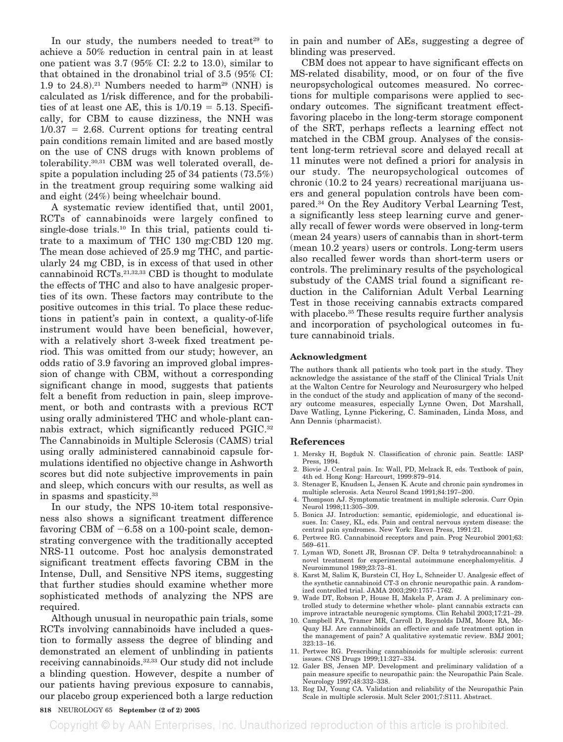In our study, the numbers needed to treat[29] to achieve a 50% reduction in central pain in at least one patient was 3.7 (95% CI: 2.2 to 13.0), similar to that obtained in the dronabinol trial of 3.5 (95% CI: 1.9 to 24.8).[21] Numbers needed to harm[29] (NNH) is calculated as 1/risk difference, and for the probabilities of at least one AE, this is 1/0.19 = 5.13. Specifically, for CBM to cause dizziness, the NNH was 1/0.37 = 2.68. Current options for treating central pain conditions remain limited and are based mostly on the use of CNS drugs with known problems of tolerability.[30,31] CBM was well tolerated overall, despite a population including 25 of 34 patients (73.5%) in the treatment group requiring some walking aid and eight (24%) being wheelchair bound.

A systematic review identified that, until 2001, RCTs of cannabinoids were largely confined to single-dose trials.[10] In this trial, patients could titrate to a maximum of THC 130 mg:CBD 120 mg. The mean dose achieved of 25.9 mg THC, and particularly 24 mg CBD, is in excess of that used in other cannabinoid RCTs.[21,32,33] CBD is thought to modulate the effects of THC and also to have analgesic properties of its own. These factors may contribute to the positive outcomes in this trial. To place these reductions in patient's pain in context, a quality-of-life instrument would have been beneficial, however, with a relatively short 3-week fixed treatment period. This was omitted from our study; however, an odds ratio of 3.9 favoring an improved global impression of change with CBM, without a corresponding significant change in mood, suggests that patients felt a benefit from reduction in pain, sleep improvement, or both and contrasts with a previous RCT using orally administered THC and whole-plant cannabis extract, which significantly reduced PGIC.[32] The Cannabinoids in Multiple Sclerosis (CAMS) trial using orally administered cannabinoid capsule formulations identified no objective change in Ashworth scores but did note subjective improvements in pain and sleep, which concurs with our results, as well as in spasms and spasticity.[33]

In our study, the NPS 10-item total responsiveness also shows a significant treatment difference favoring CBM of −6.58 on a 100-point scale, demonstrating convergence with the traditionally accepted NRS-11 outcome. Post hoc analysis demonstrated significant treatment effects favoring CBM in the Intense, Dull, and Sensitive NPS items, suggesting that further studies should examine whether more sophisticated methods of analyzing the NPS are required.

Although unusual in neuropathic pain trials, some RCTs involving cannabinoids have included a question to formally assess the degree of blinding and demonstrated an element of unblinding in patients receiving cannabinoids.[32,33] Our study did not include a blinding question. However, despite a number of our patients having previous exposure to cannabis, our placebo group experienced both a large reduction in pain and number of AEs, suggesting a degree of blinding was preserved.

CBM does not appear to have significant effects on MS-related disability, mood, or on four of the five neuropsychological outcomes measured. No corrections for multiple comparisons were applied to secondary outcomes. The significant treatment effect-favoring placebo in the long-term storage component of the SRT, perhaps reflects a learning effect not matched in the CBM group. Analyses of the consistent long-term retrieval score and delayed recall at 11 minutes were not defined a priori for analysis in our study. The neuropsychological outcomes of chronic (10.2 to 24 years) recreational marijuana users and general population controls have been compared.[34] On the Rey Auditory Verbal Learning Test, a significantly less steep learning curve and generally recall of fewer words were observed in long-term (mean 24 years) users of cannabis than in short-term (mean 10.2 years) users or controls. Long-term users also recalled fewer words than short-term users or controls. The preliminary results of the psychological substudy of the CAMS trial found a significant reduction in the Californian Adult Verbal Learning Test in those receiving cannabis extracts compared with placebo.[35] These results require further analysis and incorporation of psychological outcomes in future cannabinoid trials.

## Acknowledgment

The authors thank all patients who took part in the study. They acknowledge the assistance of the staff of the Clinical Trials Unit at the Walton Centre for Neurology and Neurosurgery who helped in the conduct of the study and application of many of the secondary outcome measures, especially Lynne Owen, Dot Marshall, Dave Watling, Lynne Pickering, C. Saminaden, Linda Moss, and Ann Dennis (pharmacist).

## References

1. Mersky H, Bogduk N. Classification of chronic pain. Seattle: IASP Press, 1994.
2. Biovie J. Central pain. In: Wall, PD, Melzack R, eds. Textbook of pain, 4th ed. Hong Kong: Harcourt, 1999:879–914.
3. Stenager E, Knudsen L, Jensen K. Acute and chronic pain syndromes in multiple sclerosis. Acta Neurol Scand 1991;84:197–200.
4. Thompson AJ. Symptomatic treatment in multiple sclerosis. Curr Opin Neurol 1998;11:305–309.
5. Bonica JJ. Introduction: semantic, epidemiologic, and educational issues. In: Casey, KL, eds. Pain and central nervous system disease: the central pain syndromes. New York: Raven Press, 1991:21.
6. Pertwee RG. Cannabinoid receptors and pain. Prog Neurobiol 2001;63: 569–611.
7. Lyman WD, Sonett JR, Brosnan CF. Delta 9 tetrahydrocannabinol: a novel treatment for experimental autoimmune encephalomyelitis. J Neuroimmunol 1989;23:73–81.
8. Karst M, Salim K, Burstein CI, Hoy L, Schneider U. Analgesic effect of the synthetic cannabinoid CT-3 on chronic neuropathic pain. A randomized controlled trial. JAMA 2003;290:1757–1762.
9. Wade DT, Robson P, House H, Makela P, Aram J. A preliminary controlled study to determine whether whole- plant cannabis extracts can improve intractable neurogenic symptoms. Clin Rehabil 2003;17:21–29.
10. Campbell FA, Tramer MR, Carroll D, Reynolds DJM, Moore RA, McQuay HJ. Are cannabinoids an effective and safe treatment option in the management of pain? A qualitative systematic review. BMJ 2001; 323:13–16.
11. Pertwee RG. Prescribing cannabinoids for multiple sclerosis: current issues. CNS Drugs 1999;11:327–334.
12. Galer BS, Jensen MP. Development and preliminary validation of a pain measure specific to neuropathic pain: the Neuropathic Pain Scale. Neurology 1997;48:332–338.
13. Rog DJ, Young CA. Validation and reliability of the Neuropathic Pain Scale in multiple sclerosis. Mult Scler 2001;7:S111. Abstract.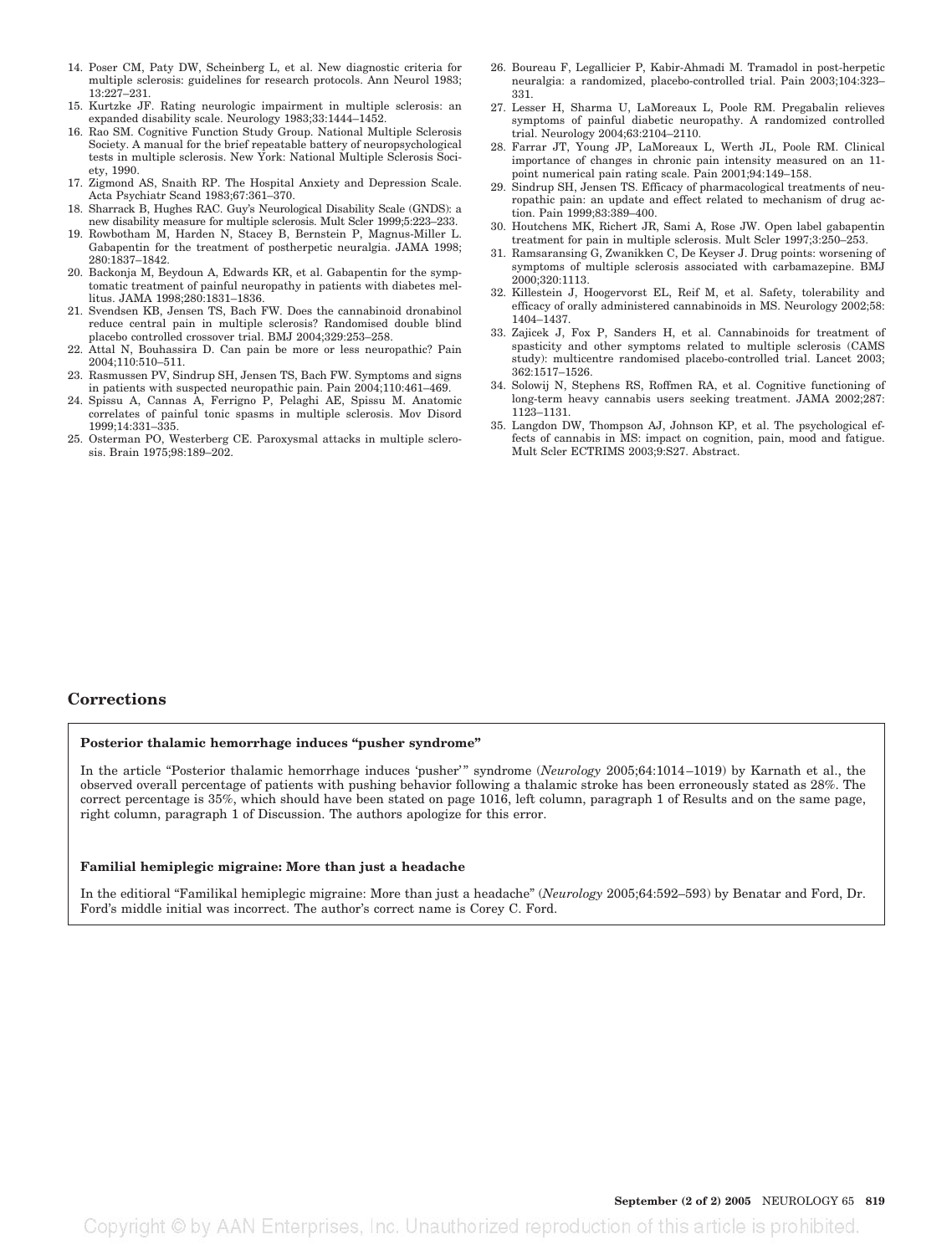14. Poser CM, Paty DW, Scheinberg L, et al. New diagnostic criteria for multiple sclerosis: guidelines for research protocols. Ann Neurol 1983; 13:227–231.
15. Kurtzke JF. Rating neurologic impairment in multiple sclerosis: an expanded disability scale. Neurology 1983;33:1444–1452.
16. Rao SM. Cognitive Function Study Group. National Multiple Sclerosis Society. A manual for the brief repeatable battery of neuropsychological tests in multiple sclerosis. New York: National Multiple Sclerosis Society, 1990.
17. Zigmond AS, Snaith RP. The Hospital Anxiety and Depression Scale. Acta Psychiatr Scand 1983;67:361–370.
18. Sharrack B, Hughes RAC. Guy's Neurological Disability Scale (GNDS): a new disability measure for multiple sclerosis. Mult Scler 1999;5:223–233.
19. Rowbotham M, Harden N, Stacey B, Bernstein P, Magnus-Miller L. Gabapentin for the treatment of postherpetic neuralgia. JAMA 1998; 280:1837–1842.
20. Backonja M, Beydoun A, Edwards KR, et al. Gabapentin for the symptomatic treatment of painful neuropathy in patients with diabetes mellitus. JAMA 1998;280:1831–1836.
21. Svendsen KB, Jensen TS, Bach FW. Does the cannabinoid dronabinol reduce central pain in multiple sclerosis? Randomised double blind placebo controlled crossover trial. BMJ 2004;329:253–258.
22. Attal N, Bouhassira D. Can pain be more or less neuropathic? Pain 2004;110:510–511.
23. Rasmussen PV, Sindrup SH, Jensen TS, Bach FW. Symptoms and signs in patients with suspected neuropathic pain. Pain 2004;110:461–469.
24. Spissu A, Cannas A, Ferrigno P, Pelaghi AE, Spissu M. Anatomic correlates of painful tonic spasms in multiple sclerosis. Mov Disord 1999;14:331–335.
25. Osterman PO, Westerberg CE. Paroxysmal attacks in multiple sclerosis. Brain 1975;98:189–202.
26. Boureau F, Legallicier P, Kabir-Ahmadi M. Tramadol in post-herpetic neuralgia: a randomized, placebo-controlled trial. Pain 2003;104:323–331.
27. Lesser H, Sharma U, LaMoreaux L, Poole RM. Pregabalin relieves symptoms of painful diabetic neuropathy. A randomized controlled trial. Neurology 2004;63:2104–2110.
28. Farrar JT, Young JP, LaMoreaux L, Werth JL, Poole RM. Clinical importance of changes in chronic pain intensity measured on an 11-point numerical pain rating scale. Pain 2001;94:149–158.
29. Sindrup SH, Jensen TS. Efficacy of pharmacological treatments of neuropathic pain: an update and effect related to mechanism of drug action. Pain 1999;83:389–400.
30. Houtchens MK, Richert JR, Sami A, Rose JW. Open label gabapentin treatment for pain in multiple sclerosis. Mult Scler 1997;3:250–253.
31. Ramsaransing G, Zwanikken C, De Keyser J. Drug points: worsening of symptoms of multiple sclerosis associated with carbamazepine. BMJ 2000;320:1113.
32. Killestein J, Hoogervorst EL, Reif M, et al. Safety, tolerability and efficacy of orally administered cannabinoids in MS. Neurology 2002;58: 1404–1437.
33. Zajicek J, Fox P, Sanders H, et al. Cannabinoids for treatment of spasticity and other symptoms related to multiple sclerosis (CAMS study): multicentre randomised placebo-controlled trial. Lancet 2003; 362:1517–1526.
34. Solowij N, Stephens RS, Roffmen RA, et al. Cognitive functioning of long-term heavy cannabis users seeking treatment. JAMA 2002;287: 1123–1131.
35. Langdon DW, Thompson AJ, Johnson KP, et al. The psychological effects of cannabis in MS: impact on cognition, pain, mood and fatigue. Mult Scler ECTRIMS 2003;9:S27. Abstract.

## Corrections

**Posterior thalamic hemorrhage induces "pusher syndrome"**

In the article "Posterior thalamic hemorrhage induces 'pusher'" syndrome (*Neurology* 2005;64:1014–1019) by Karnath et al., the observed overall percentage of patients with pushing behavior following a thalamic stroke has been erroneously stated as 28%. The correct percentage is 35%, which should have been stated on page 1016, left column, paragraph 1 of Results and on the same page, right column, paragraph 1 of Discussion. The authors apologize for this error.

**Familial hemiplegic migraine: More than just a headache**

In the editiorial "Familikal hemiplegic migraine: More than just a headache" (*Neurology* 2005;64:592–593) by Benatar and Ford, Dr. Ford's middle initial was incorrect. The author's correct name is Corey C. Ford.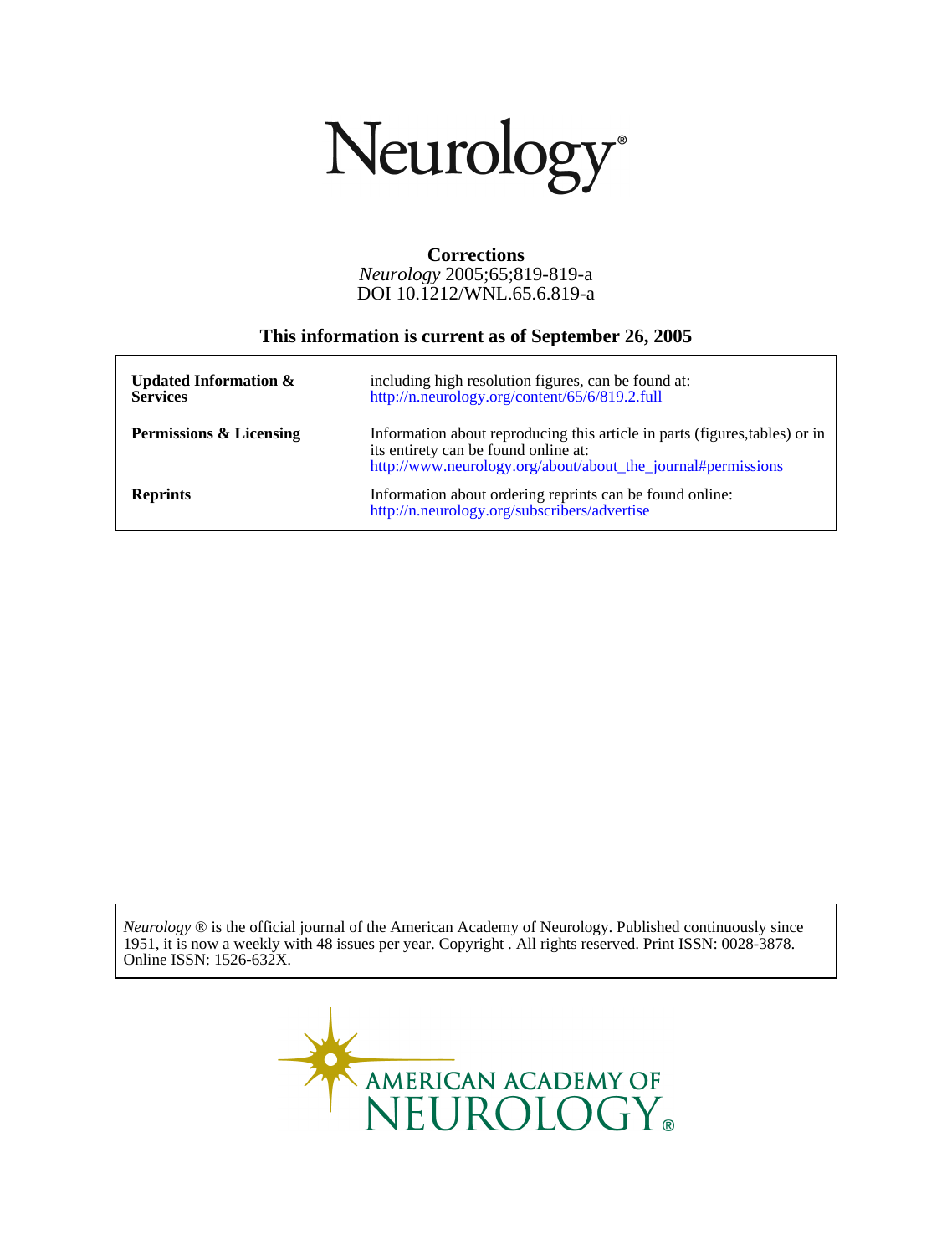# Neurology®

**Corrections**

*Neurology* 2005;65;819-819-a

DOI 10.1212/WNL.65.6.819-a

**This information is current as of September 26, 2005**

| | |
|---|---|
| **Updated Information & Services** | including high resolution figures, can be found at: http://n.neurology.org/content/65/6/819.2.full |
| **Permissions & Licensing** | Information about reproducing this article in parts (figures,tables) or in its entirety can be found online at: http://www.neurology.org/about/about_the_journal#permissions |
| **Reprints** | Information about ordering reprints can be found online: http://n.neurology.org/subscribers/advertise |

*Neurology* ® is the official journal of the American Academy of Neurology. Published continuously since 1951, it is now a weekly with 48 issues per year. Copyright . All rights reserved. Print ISSN: 0028-3878. Online ISSN: 1526-632X.

AMERICAN ACADEMY OF NEUROLOGY®